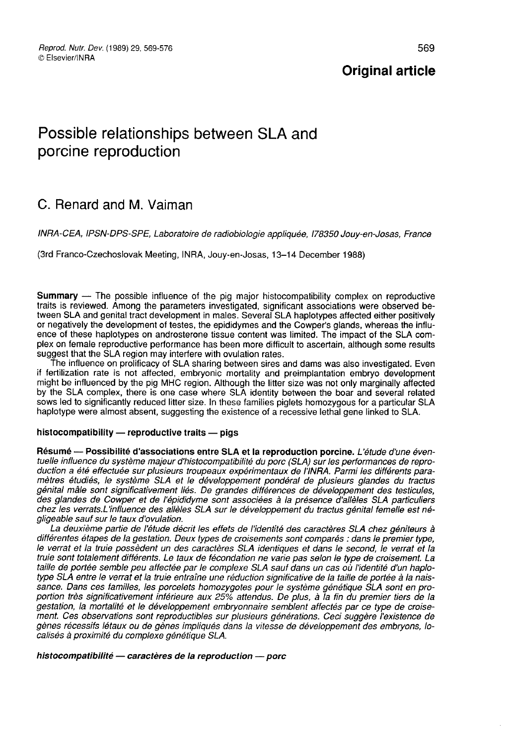Original article

# Possible relationships between SLA and porcine reproduction

C. Renard and M. Vaiman

*INRA-CEA, IPSN-DPS-SPE, Laboratoire de radiobiologie appliquée, I78350 Jouy-en-Josas, France*

(3rd Franco-Czechoslovak Meeting, INRA, Jouy-en-Josas, 13–14 December 1988)

**Summary** — The possible influence of the pig major histocompatibility complex on reproductive traits is reviewed. Among the parameters investigated, significant associations were observed between SLA and genital tract development in males. Several SLA haplotypes affected either positively or negatively the development of testes, the epididymes and the Cowper's glands, whereas the influence of these haplotypes on androsterone tissue content was limited. The impact of the SLA complex on female reproductive performance has been more difficult to ascertain, although some results suggest that the SLA region may interfere with ovulation rates.

The influence on prolificacy of SLA sharing between sires and dams was also investigated. Even if fertilization rate is not affected, embryonic mortality and preimplantation embryo development might be influenced by the pig MHC region. Although the litter size was not only marginally affected by the SLA complex, there is one case where SLA identity between the boar and several related sows led to significantly reduced litter size. In these families piglets homozygous for a particular SLA haplotype were almost absent, suggesting the existence of a recessive lethal gene linked to SLA.

**histocompatibility — reproductive traits — pigs**

**Résumé — Possibilité d'associations entre SLA et la reproduction porcine.** *L'étude d'une éventuelle influence du système majeur d'histocompatibilité du porc (SLA) sur les performances de reproduction a été effectuée sur plusieurs troupeaux expérimentaux de l'INRA. Parmi les différents paramètres étudiés, le système SLA et le développement pondéral de plusieurs glandes du tractus génital mâle sont significativement liés. De grandes différences de développement des testicules, des glandes de Cowper et de l'épididyme sont associées à la présence d'allèles SLA particuliers chez les verrats.L'influence des allèles SLA sur le développement du tractus génital femelle est négligeable sauf sur le taux d'ovulation.*

*La deuxième partie de l'étude décrit les effets de l'identité des caractères SLA chez géniteurs à différentes étapes de la gestation. Deux types de croisements sont comparés : dans le premier type, le verrat et la truie possèdent un des caractères SLA identiques et dans le second, le verrat et la truie sont totalement différents. Le taux de fécondation ne varie pas selon le type de croisement. La taille de portée semble peu affectée par le complexe SLA sauf dans un cas où l'identité d'un haplotype SLA entre le verrat et la truie entraîne une réduction significative de la taille de portée à la naissance. Dans ces familles, les porcelets homozygotes pour le système génétique SLA sont en proportion très significativement inférieure aux 25% attendus. De plus, à la fin du premier tiers de la gestation, la mortalité et le développement embryonnaire semblent affectés par ce type de croisement. Ces observations sont reproductibles sur plusieurs générations. Ceci suggère l'existence de gènes récessifs létaux ou de gènes impliqués dans la vitesse de développement des embryons, localisés à proximité du complexe génétique SLA.*

***histocompatibilité — caractères de la reproduction — porc***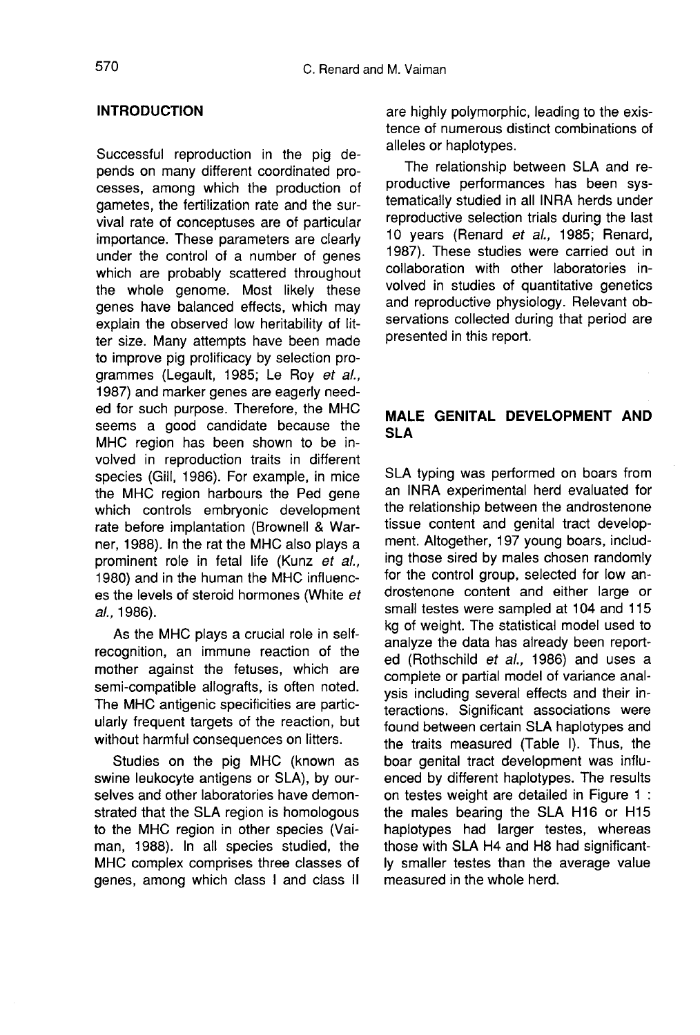## INTRODUCTION

Successful reproduction in the pig depends on many different coordinated processes, among which the production of gametes, the fertilization rate and the survival rate of conceptuses are of particular importance. These parameters are clearly under the control of a number of genes which are probably scattered throughout the whole genome. Most likely these genes have balanced effects, which may explain the observed low heritability of litter size. Many attempts have been made to improve pig prolificacy by selection programmes (Legault, 1985; Le Roy *et al.*, 1987) and marker genes are eagerly needed for such purpose. Therefore, the MHC seems a good candidate because the MHC region has been shown to be involved in reproduction traits in different species (Gill, 1986). For example, in mice the MHC region harbours the Ped gene which controls embryonic development rate before implantation (Brownell & Warner, 1988). In the rat the MHC also plays a prominent role in fetal life (Kunz *et al.*, 1980) and in the human the MHC influences the levels of steroid hormones (White *et al.*, 1986).

As the MHC plays a crucial role in self-recognition, an immune reaction of the mother against the fetuses, which are semi-compatible allografts, is often noted. The MHC antigenic specificities are particularly frequent targets of the reaction, but without harmful consequences on litters.

Studies on the pig MHC (known as swine leukocyte antigens or SLA), by ourselves and other laboratories have demonstrated that the SLA region is homologous to the MHC region in other species (Vaiman, 1988). In all species studied, the MHC complex comprises three classes of genes, among which class I and class II are highly polymorphic, leading to the existence of numerous distinct combinations of alleles or haplotypes.

The relationship between SLA and reproductive performances has been systematically studied in all INRA herds under reproductive selection trials during the last 10 years (Renard *et al.*, 1985; Renard, 1987). These studies were carried out in collaboration with other laboratories involved in studies of quantitative genetics and reproductive physiology. Relevant observations collected during that period are presented in this report.

## MALE GENITAL DEVELOPMENT AND SLA

SLA typing was performed on boars from an INRA experimental herd evaluated for the relationship between the androstenone tissue content and genital tract development. Altogether, 197 young boars, including those sired by males chosen randomly for the control group, selected for low androstenone content and either large or small testes were sampled at 104 and 115 kg of weight. The statistical model used to analyze the data has already been reported (Rothschild *et al.*, 1986) and uses a complete or partial model of variance analysis including several effects and their interactions. Significant associations were found between certain SLA haplotypes and the traits measured (Table I). Thus, the boar genital tract development was influenced by different haplotypes. The results on testes weight are detailed in Figure 1 : the males bearing the SLA H16 or H15 haplotypes had larger testes, whereas those with SLA H4 and H8 had significantly smaller testes than the average value measured in the whole herd.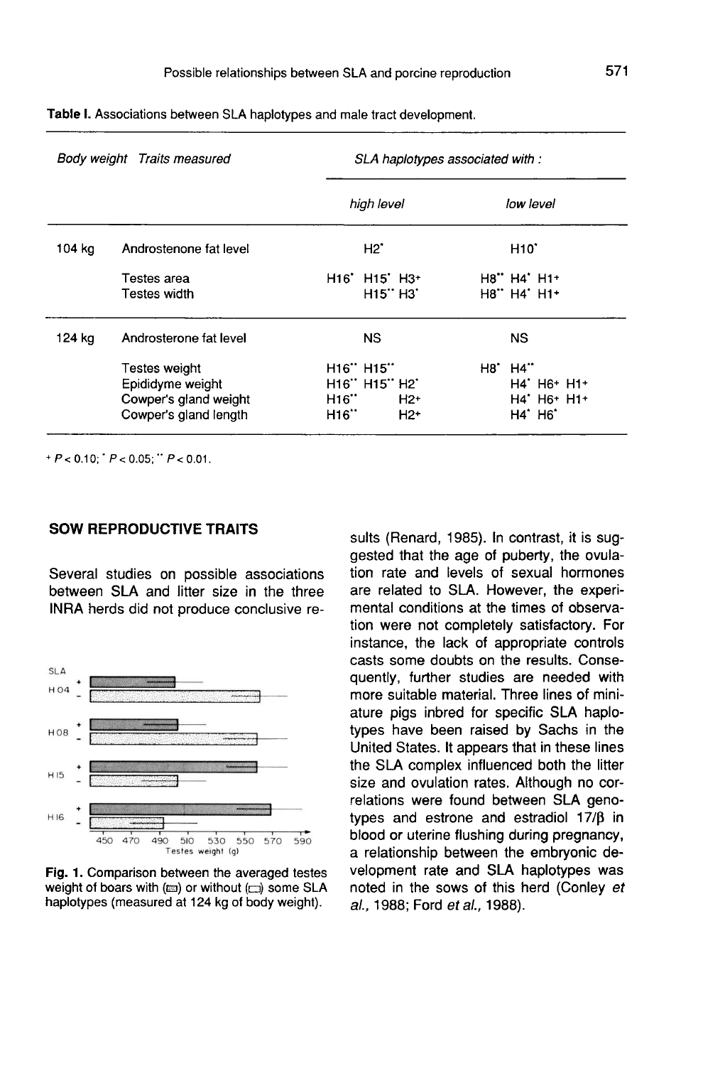**Table I.** Associations between SLA haplotypes and male tract development.

| Body weight | Traits measured | SLA haplotypes associated with : high level | SLA haplotypes associated with : low level |
|---|---|---|---|
| 104 kg | Androstenone fat level | H2* | H10* |
| | Testes area | H16* H15* H3+ | H8** H4* H1+ |
| | Testes width | H15** H3* | H8** H4* H1+ |
| 124 kg | Androsterone fat level | NS | NS |
| | Testes weight | H16** H15** | H8* H4** |
| | Epididyme weight | H16** H15** H2* | H4* H6+ H1+ |
| | Cowper's gland weight | H16** H2+ | H4* H6+ H1+ |
| | Cowper's gland length | H16** H2+ | H4* H6* |

+ $P < 0.10$; * $P < 0.05$; ** $P < 0.01$.

## SOW REPRODUCTIVE TRAITS

Several studies on possible associations between SLA and litter size in the three INRA herds did not produce conclusive results (Renard, 1985). In contrast, it is suggested that the age of puberty, the ovulation rate and levels of sexual hormones are related to SLA. However, the experimental conditions at the times of observation were not completely satisfactory. For instance, the lack of appropriate controls casts some doubts on the results. Consequently, further studies are needed with more suitable material. Three lines of miniature pigs inbred for specific SLA haplotypes have been raised by Sachs in the United States. It appears that in these lines the SLA complex influenced both the litter size and ovulation rates. Although no correlations were found between SLA genotypes and estrone and estradiol 17/β in blood or uterine flushing during pregnancy, a relationship between the embryonic development rate and SLA haplotypes was noted in the sows of this herd (Conley *et al.*, 1988; Ford *et al.*, 1988).

**Fig. 1.** Comparison between the averaged testes weight of boars with (▨) or without (□) some SLA haplotypes (measured at 124 kg of body weight).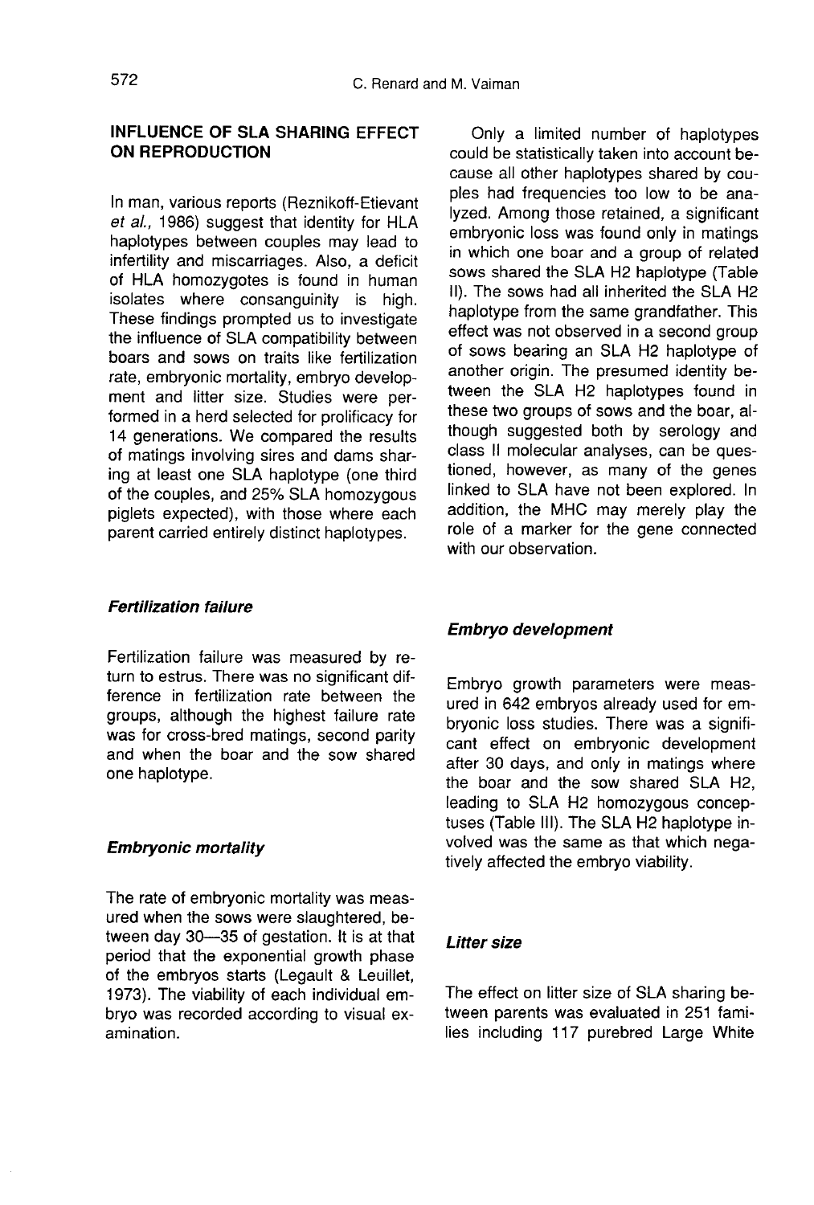## INFLUENCE OF SLA SHARING EFFECT ON REPRODUCTION

In man, various reports (Reznikoff-Etievant *et al.*, 1986) suggest that identity for HLA haplotypes between couples may lead to infertility and miscarriages. Also, a deficit of HLA homozygotes is found in human isolates where consanguinity is high. These findings prompted us to investigate the influence of SLA compatibility between boars and sows on traits like fertilization rate, embryonic mortality, embryo development and litter size. Studies were performed in a herd selected for prolificacy for 14 generations. We compared the results of matings involving sires and dams sharing at least one SLA haplotype (one third of the couples, and 25% SLA homozygous piglets expected), with those where each parent carried entirely distinct haplotypes.

### *Fertilization failure*

Fertilization failure was measured by return to estrus. There was no significant difference in fertilization rate between the groups, although the highest failure rate was for cross-bred matings, second parity and when the boar and the sow shared one haplotype.

### *Embryonic mortality*

The rate of embryonic mortality was measured when the sows were slaughtered, between day 30—35 of gestation. It is at that period that the exponential growth phase of the embryos starts (Legault & Leuillet, 1973). The viability of each individual embryo was recorded according to visual examination.

Only a limited number of haplotypes could be statistically taken into account because all other haplotypes shared by couples had frequencies too low to be analyzed. Among those retained, a significant embryonic loss was found only in matings in which one boar and a group of related sows shared the SLA H2 haplotype (Table II). The sows had all inherited the SLA H2 haplotype from the same grandfather. This effect was not observed in a second group of sows bearing an SLA H2 haplotype of another origin. The presumed identity between the SLA H2 haplotypes found in these two groups of sows and the boar, although suggested both by serology and class II molecular analyses, can be questioned, however, as many of the genes linked to SLA have not been explored. In addition, the MHC may merely play the role of a marker for the gene connected with our observation.

### *Embryo development*

Embryo growth parameters were measured in 642 embryos already used for embryonic loss studies. There was a significant effect on embryonic development after 30 days, and only in matings where the boar and the sow shared SLA H2, leading to SLA H2 homozygous conceptuses (Table III). The SLA H2 haplotype involved was the same as that which negatively affected the embryo viability.

### *Litter size*

The effect on litter size of SLA sharing between parents was evaluated in 251 families including 117 purebred Large White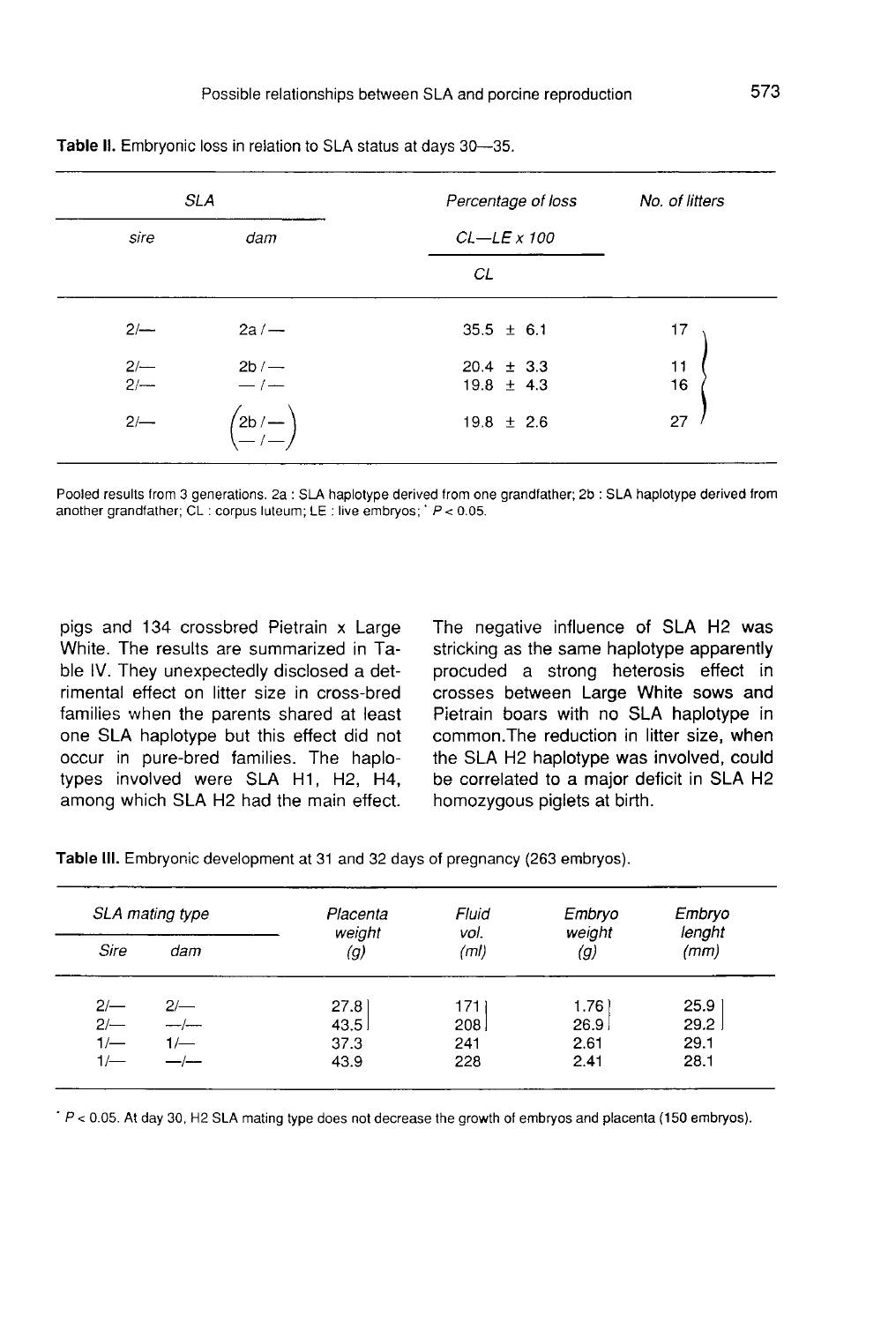**Table II.** Embryonic loss in relation to SLA status at days 30—35.

| SLA | | Percentage of loss $\frac{CL - LE \times 100}{CL}$ | No. of litters |
|---|---|---|---|
| sire | dam | | |
| 2/— | 2a / — | 35.5 ± 6.1 | 17 |
| 2/— | 2b / — | 20.4 ± 3.3 | 11 |
| 2/— | — / — | 19.8 ± 4.3 | 16 |
| 2/— | (2b / —, — / —) | 19.8 ± 2.6 | 27 |

Pooled results from 3 generations. 2a : SLA haplotype derived from one grandfather; 2b : SLA haplotype derived from another grandfather; CL : corpus luteum; LE : live embryos; * $P < 0.05$.

pigs and 134 crossbred Pietrain x Large White. The results are summarized in Table IV. They unexpectedly disclosed a detrimental effect on litter size in cross-bred families when the parents shared at least one SLA haplotype but this effect did not occur in pure-bred families. The haplotypes involved were SLA H1, H2, H4, among which SLA H2 had the main effect. The negative influence of SLA H2 was stricking as the same haplotype apparently procuded a strong heterosis effect in crosses between Large White sows and Pietrain boars with no SLA haplotype in common.The reduction in litter size, when the SLA H2 haplotype was involved, could be correlated to a major deficit in SLA H2 homozygous piglets at birth.

**Table III.** Embryonic development at 31 and 32 days of pregnancy (263 embryos).

| SLA mating type | | Placenta weight (g) | Fluid vol. (ml) | Embryo weight (g) | Embryo lenght (mm) |
|---|---|---|---|---|---|
| Sire | dam | | | | |
| 2/— | 2/— | 27.8 | 171 | 1.76 | 25.9 |
| 2/— | —/— | 43.5 | 208 | 26.9 | 29.2 |
| 1/— | 1/— | 37.3 | 241 | 2.61 | 29.1 |
| 1/— | —/— | 43.9 | 228 | 2.41 | 28.1 |

* $P < 0.05$. At day 30, H2 SLA mating type does not decrease the growth of embryos and placenta (150 embryos).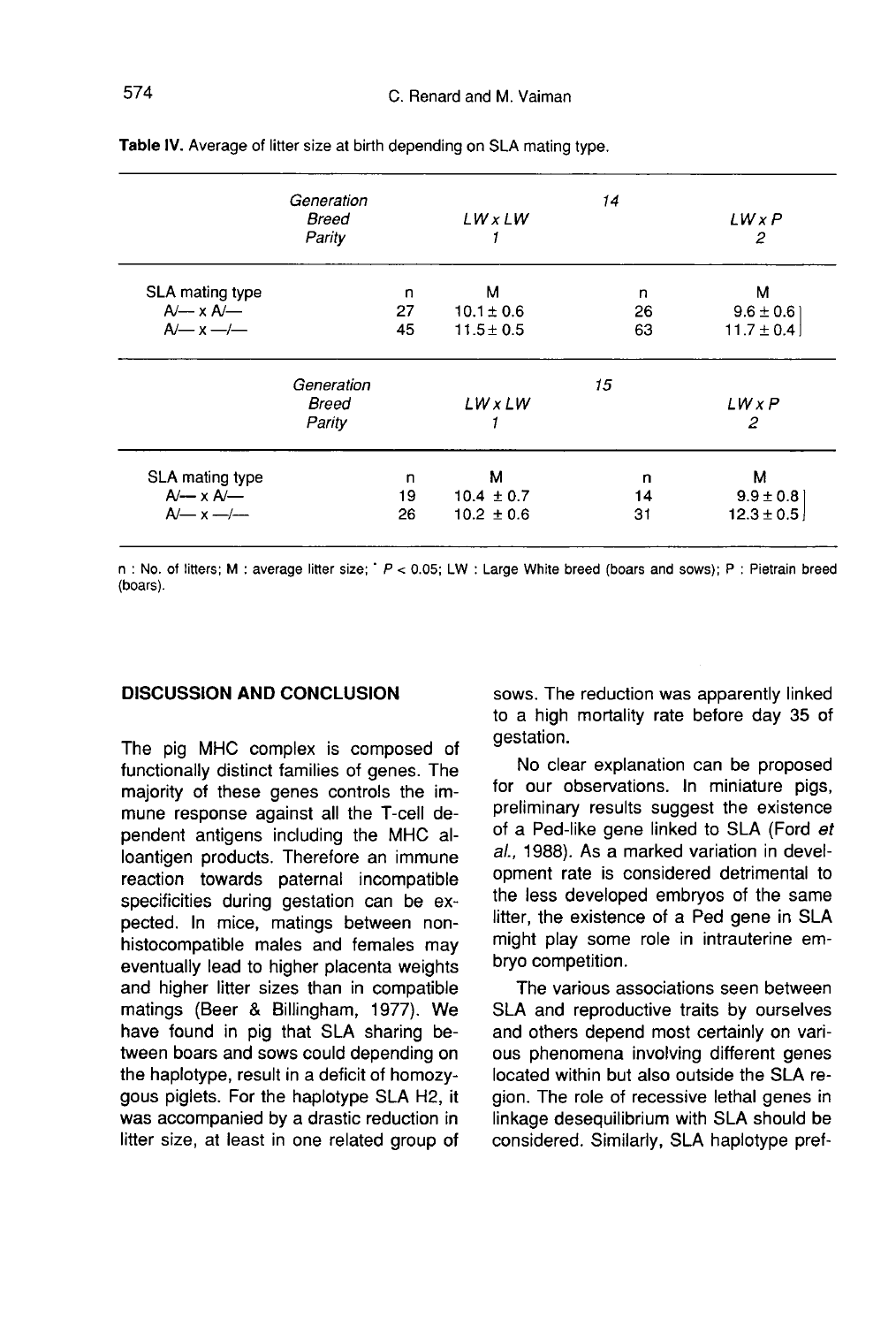**Table IV.** Average of litter size at birth depending on SLA mating type.

| Generation | 14 | | | |
|---|---|---|---|---|
| Breed | *LW x LW* | | *LW x P* | |
| Parity | 1 | | 2 | |
| SLA mating type | n | M | n | M |
| A/— x A/— | 27 | 10.1 ± 0.6 | 26 | 9.6 ± 0.6 |
| A/— x —/— | 45 | 11.5 ± 0.5 | 63 | 11.7 ± 0.4 |

| Generation | 15 | | | |
|---|---|---|---|---|
| Breed | *LW x LW* | | *LW x P* | |
| Parity | 1 | | 2 | |
| SLA mating type | n | M | n | M |
| A/— x A/— | 19 | 10.4 ± 0.7 | 14 | 9.9 ± 0.8 |
| A/— x —/— | 26 | 10.2 ± 0.6 | 31 | 12.3 ± 0.5 |

n : No. of litters; M : average litter size; * $P < 0.05$; LW : Large White breed (boars and sows); P : Pietrain breed (boars).

## DISCUSSION AND CONCLUSION

The pig MHC complex is composed of functionally distinct families of genes. The majority of these genes controls the immune response against all the T-cell dependent antigens including the MHC alloantigen products. Therefore an immune reaction towards paternal incompatible specificities during gestation can be expected. In mice, matings between non-histocompatible males and females may eventually lead to higher placenta weights and higher litter sizes than in compatible matings (Beer & Billingham, 1977). We have found in pig that SLA sharing between boars and sows could depending on the haplotype, result in a deficit of homozygous piglets. For the haplotype SLA H2, it was accompanied by a drastic reduction in litter size, at least in one related group of sows. The reduction was apparently linked to a high mortality rate before day 35 of gestation.

No clear explanation can be proposed for our observations. In miniature pigs, preliminary results suggest the existence of a Ped-like gene linked to SLA (Ford *et al.*, 1988). As a marked variation in development rate is considered detrimental to the less developed embryos of the same litter, the existence of a Ped gene in SLA might play some role in intrauterine embryo competition.

The various associations seen between SLA and reproductive traits by ourselves and others depend most certainly on various phenomena involving different genes located within but also outside the SLA region. The role of recessive lethal genes in linkage desequilibrium with SLA should be considered. Similarly, SLA haplotype pref-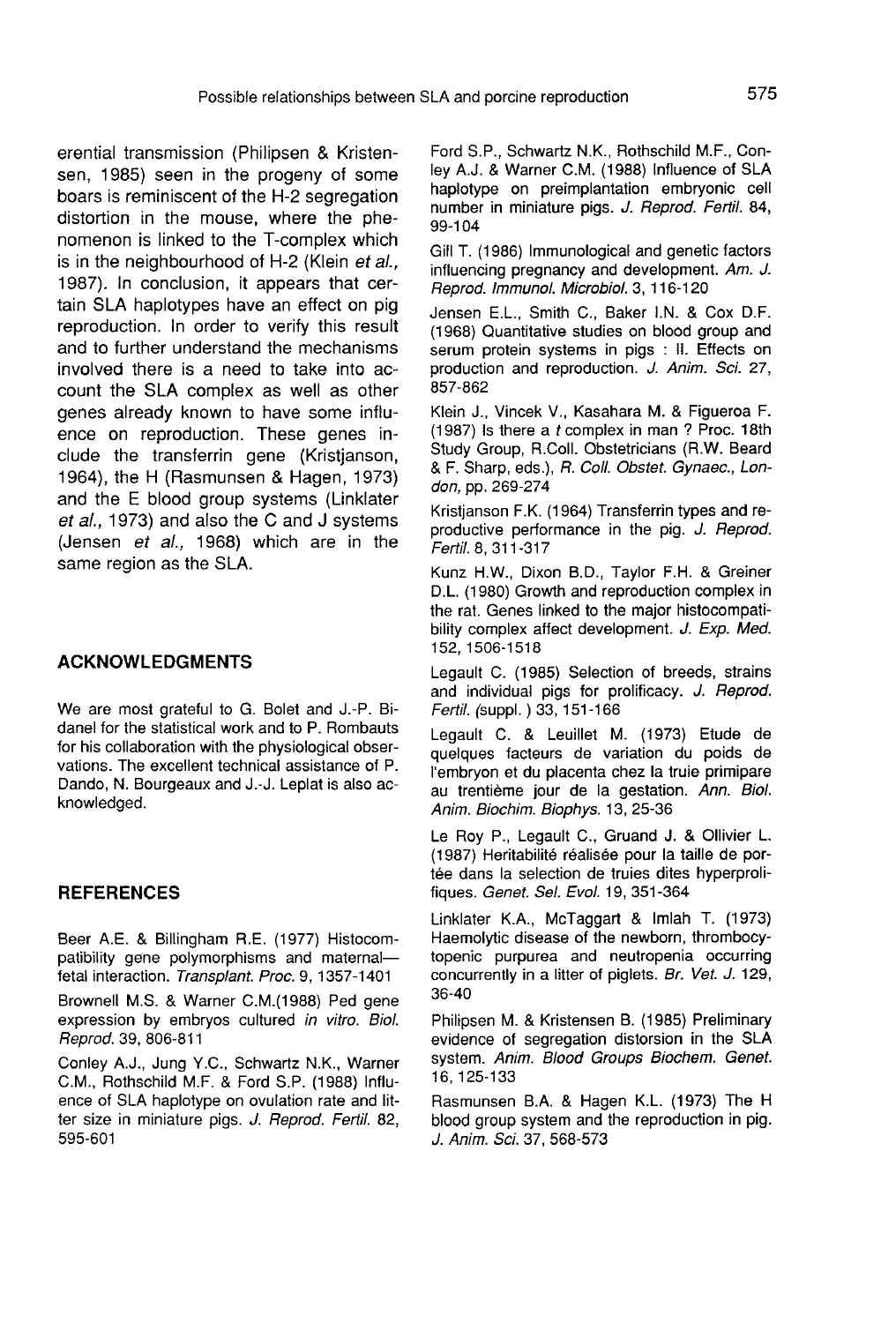erential transmission (Philipsen & Kristensen, 1985) seen in the progeny of some boars is reminiscent of the H-2 segregation distortion in the mouse, where the phenomenon is linked to the T-complex which is in the neighbourhood of H-2 (Klein *et al.*, 1987). In conclusion, it appears that certain SLA haplotypes have an effect on pig reproduction. In order to verify this result and to further understand the mechanisms involved there is a need to take into account the SLA complex as well as other genes already known to have some influence on reproduction. These genes include the transferrin gene (Kristjanson, 1964), the H (Rasmunsen & Hagen, 1973) and the E blood group systems (Linklater *et al.*, 1973) and also the C and J systems (Jensen *et al.*, 1968) which are in the same region as the SLA.

## ACKNOWLEDGMENTS

We are most grateful to G. Bolet and J.-P. Bidanel for the statistical work and to P. Rombauts for his collaboration with the physiological observations. The excellent technical assistance of P. Dando, N. Bourgeaux and J.-J. Leplat is also acknowledged.

## REFERENCES

Beer A.E. & Billingham R.E. (1977) Histocompatibility gene polymorphisms and maternal—fetal interaction. *Transplant. Proc.* 9, 1357-1401

Brownell M.S. & Warner C.M.(1988) Ped gene expression by embryos cultured *in vitro*. *Biol. Reprod.* 39, 806-811

Conley A.J., Jung Y.C., Schwartz N.K., Warner C.M., Rothschild M.F. & Ford S.P. (1988) Influence of SLA haplotype on ovulation rate and litter size in miniature pigs. *J. Reprod. Fertil.* 82, 595-601

Ford S.P., Schwartz N.K., Rothschild M.F., Conley A.J. & Warner C.M. (1988) Influence of SLA haplotype on preimplantation embryonic cell number in miniature pigs. *J. Reprod. Fertil.* 84, 99-104

Gill T. (1986) Immunological and genetic factors influencing pregnancy and development. *Am. J. Reprod. Immunol. Microbiol.* 3, 116-120

Jensen E.L., Smith C., Baker I.N. & Cox D.F. (1968) Quantitative studies on blood group and serum protein systems in pigs : II. Effects on production and reproduction. *J. Anim. Sci.* 27, 857-862

Klein J., Vincek V., Kasahara M. & Figueroa F. (1987) Is there a *t* complex in man ? Proc. 18th Study Group, R.Coll. Obstetricians (R.W. Beard & F. Sharp, eds.), *R. Coll. Obstet. Gynaec., London,* pp. 269-274

Kristjanson F.K. (1964) Transferrin types and reproductive performance in the pig. *J. Reprod. Fertil.* 8, 311-317

Kunz H.W., Dixon B.D., Taylor F.H. & Greiner D.L. (1980) Growth and reproduction complex in the rat. Genes linked to the major histocompatibility complex affect development. *J. Exp. Med.* 152, 1506-1518

Legault C. (1985) Selection of breeds, strains and individual pigs for prolificacy. *J. Reprod. Fertil. (*suppl. ) 33, 151-166

Legault C. & Leuillet M. (1973) Etude de quelques facteurs de variation du poids de l'embryon et du placenta chez la truie primipare au trentième jour de la gestation. *Ann. Biol. Anim. Biochim. Biophys.* 13, 25-36

Le Roy P., Legault C., Gruand J. & Ollivier L. (1987) Heritabilité réalisée pour la taille de portée dans la selection de truies dites hyperprolifiques. *Genet. Sel. Evol.* 19, 351-364

Linklater K.A., McTaggart & Imlah T. (1973) Haemolytic disease of the newborn, thrombocytopenic purpurea and neutropenia occurring concurrently in a litter of piglets. *Br. Vet. J.* 129, 36-40

Philipsen M. & Kristensen B. (1985) Preliminary evidence of segregation distorsion in the SLA system. *Anim. Blood Groups Biochem. Genet.* 16, 125-133

Rasmunsen B.A. & Hagen K.L. (1973) The H blood group system and the reproduction in pig. *J. Anim. Sci.* 37, 568-573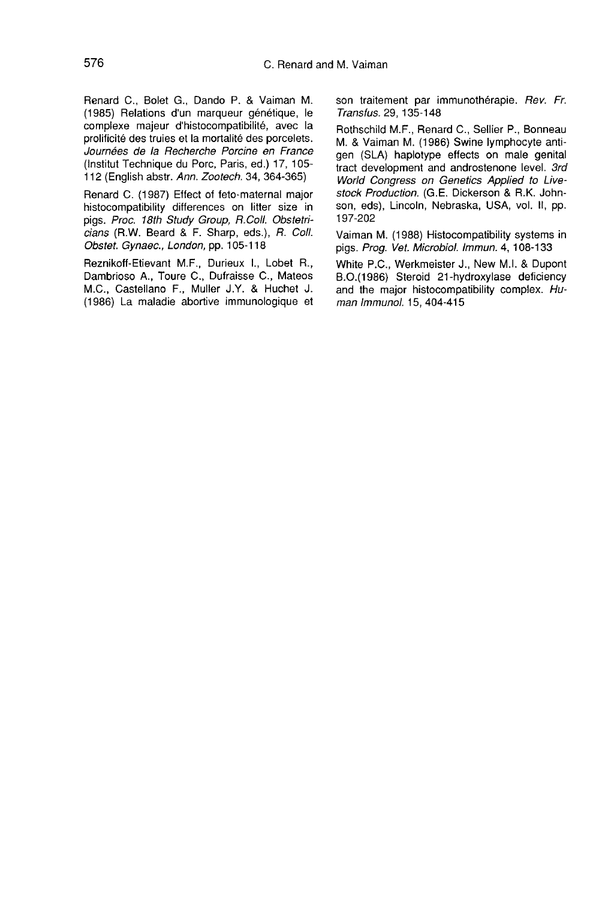Renard C., Bolet G., Dando P. & Vaiman M. (1985) Relations d'un marqueur génétique, le complexe majeur d'histocompatibilité, avec la prolificité des truies et la mortalité des porcelets. *Journées de la Recherche Porcine en France* (Institut Technique du Porc, Paris, ed.) 17, 105-112 (English abstr. *Ann. Zootech.* 34, 364-365)

Renard C. (1987) Effect of feto-maternal major histocompatibility differences on litter size in pigs. *Proc. 18th Study Group, R.Coll. Obstetricians* (R.W. Beard & F. Sharp, eds.), *R. Coll. Obstet. Gynaec., London,* pp. 105-118

Reznikoff-Etievant M.F., Durieux I., Lobet R., Dambrioso A., Toure C., Dufraisse C., Mateos M.C., Castellano F., Muller J.Y. & Huchet J. (1986) La maladie abortive immunologique et son traitement par immunothérapie. *Rev. Fr. Transfus.* 29, 135-148

Rothschild M.F., Renard C., Sellier P., Bonneau M. & Vaiman M. (1986) Swine lymphocyte antigen (SLA) haplotype effects on male genital tract development and androstenone level. *3rd World Congress on Genetics Applied to Livestock Production.* (G.E. Dickerson & R.K. Johnson, eds), Lincoln, Nebraska, USA, vol. II, pp. 197-202

Vaiman M. (1988) Histocompatibility systems in pigs. *Prog. Vet. Microbiol. Immun.* 4, 108-133

White P.C., Werkmeister J., New M.I. & Dupont B.O.(1986) Steroid 21-hydroxylase deficiency and the major histocompatibility complex. *Human Immunol.* 15, 404-415